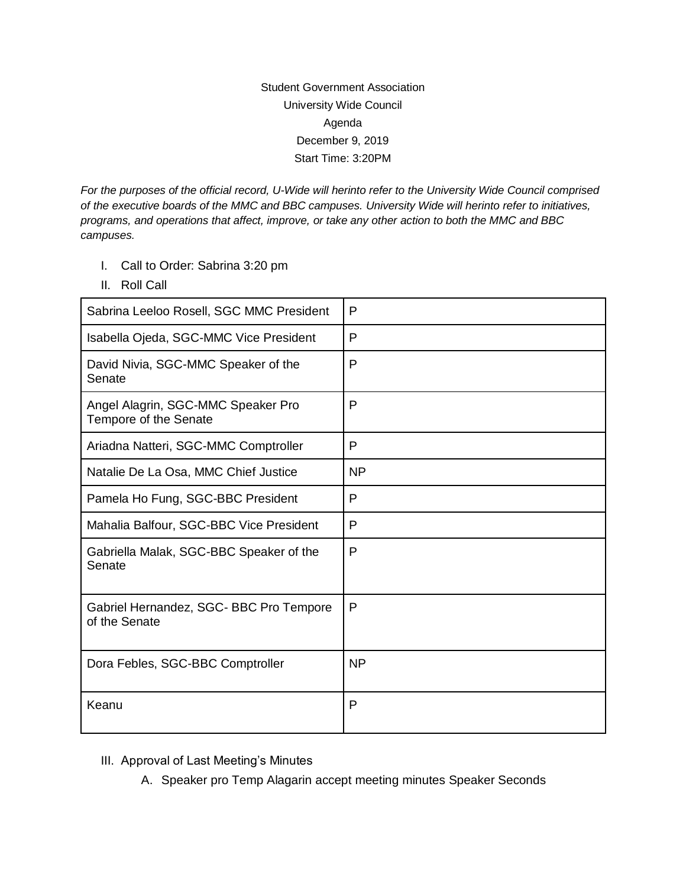Student Government Association

University Wide Council

Agenda

December 9, 2019

Start Time: 3:20PM

*For the purposes of the official record, U-Wide will herinto refer to the University Wide Council comprised of the executive boards of the MMC and BBC campuses. University Wide will herinto refer to initiatives, programs, and operations that affect, improve, or take any other action to both the MMC and BBC campuses.*

I. Call to Order: Sabrina 3:20 pm

II. Roll Call

| | |
|---|---|
| Sabrina Leeloo Rosell, SGC MMC President | P |
| Isabella Ojeda, SGC-MMC Vice President | P |
| David Nivia, SGC-MMC Speaker of the Senate | P |
| Angel Alagrin, SGC-MMC Speaker Pro Tempore of the Senate | P |
| Ariadna Natteri, SGC-MMC Comptroller | P |
| Natalie De La Osa, MMC Chief Justice | NP |
| Pamela Ho Fung, SGC-BBC President | P |
| Mahalia Balfour, SGC-BBC Vice President | P |
| Gabriella Malak, SGC-BBC Speaker of the Senate | P |
| Gabriel Hernandez, SGC- BBC Pro Tempore of the Senate | P |
| Dora Febles, SGC-BBC Comptroller | NP |
| Keanu | P |

III. Approval of Last Meeting's Minutes

A. Speaker pro Temp Alagarin accept meeting minutes Speaker Seconds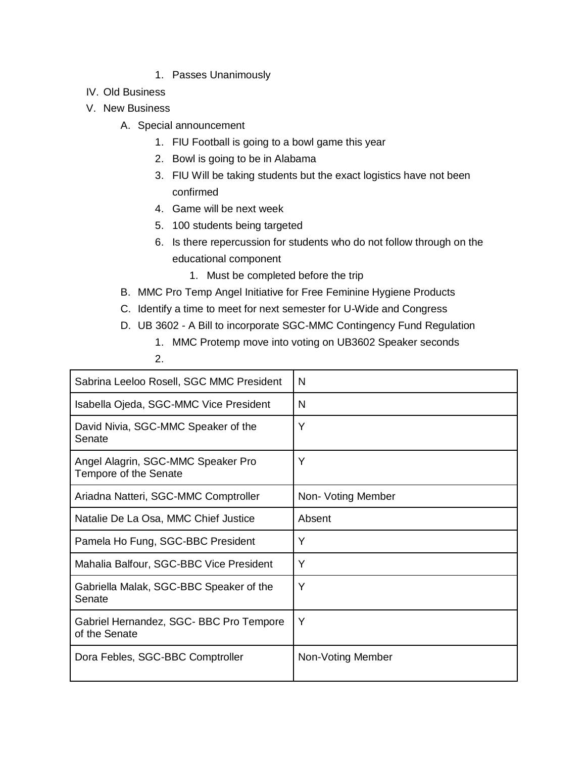1. Passes Unanimously

IV. Old Business

V. New Business

   A. Special announcement

      1. FIU Football is going to a bowl game this year
      2. Bowl is going to be in Alabama
      3. FIU Will be taking students but the exact logistics have not been confirmed
      4. Game will be next week
      5. 100 students being targeted
      6. Is there repercussion for students who do not follow through on the educational component

         1. Must be completed before the trip

   B. MMC Pro Temp Angel Initiative for Free Feminine Hygiene Products

   C. Identify a time to meet for next semester for U-Wide and Congress

   D. UB 3602 - A Bill to incorporate SGC-MMC Contingency Fund Regulation

      1. MMC Protemp move into voting on UB3602 Speaker seconds
      2.

| | |
|---|---|
| Sabrina Leeloo Rosell, SGC MMC President | N |
| Isabella Ojeda, SGC-MMC Vice President | N |
| David Nivia, SGC-MMC Speaker of the Senate | Y |
| Angel Alagrin, SGC-MMC Speaker Pro Tempore of the Senate | Y |
| Ariadna Natteri, SGC-MMC Comptroller | Non- Voting Member |
| Natalie De La Osa, MMC Chief Justice | Absent |
| Pamela Ho Fung, SGC-BBC President | Y |
| Mahalia Balfour, SGC-BBC Vice President | Y |
| Gabriella Malak, SGC-BBC Speaker of the Senate | Y |
| Gabriel Hernandez, SGC- BBC Pro Tempore of the Senate | Y |
| Dora Febles, SGC-BBC Comptroller | Non-Voting Member |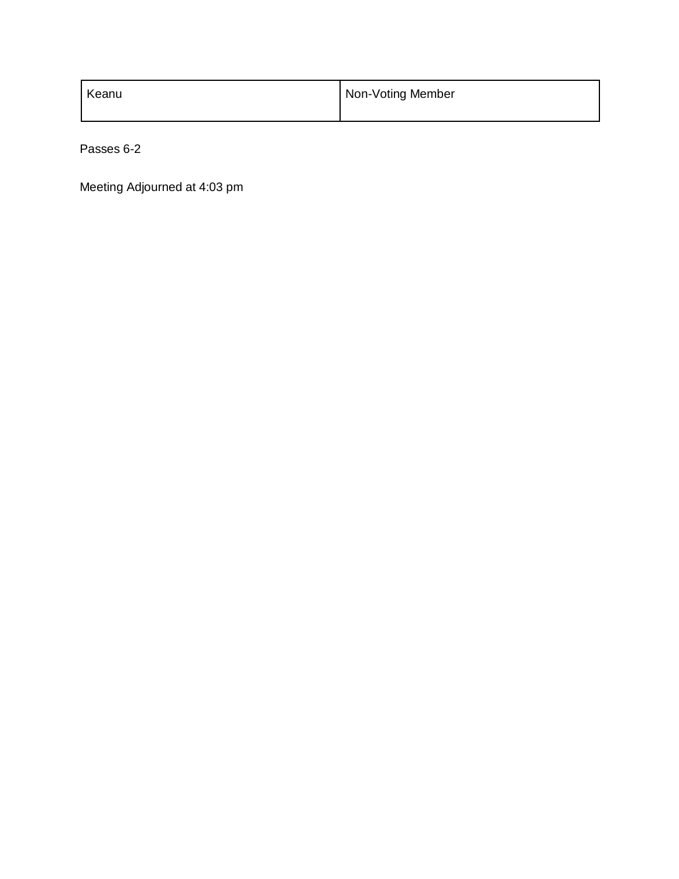| | |
|---|---|
| Keanu | Non-Voting Member |

Passes 6-2

Meeting Adjourned at 4:03 pm